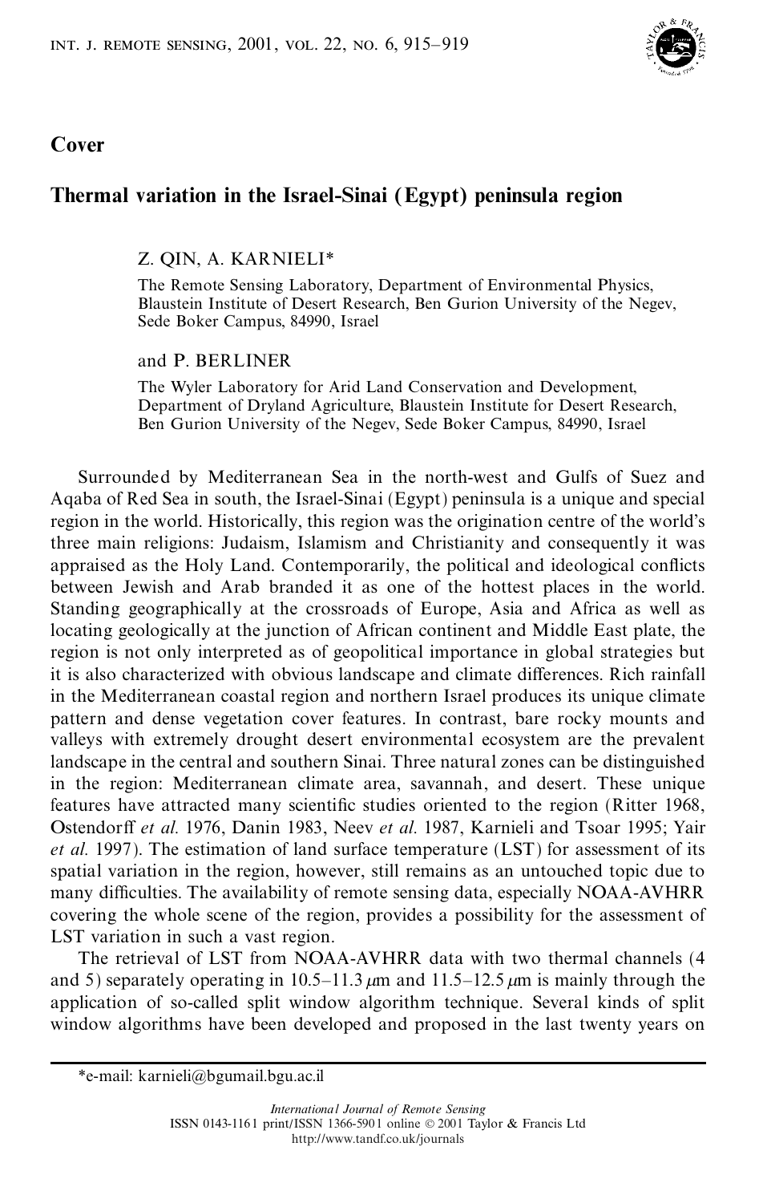**Cover**

# Thermal variation in the Israel-Sinai (Egypt) peninsula region

Z. QIN, A. KARNIELI*

The Remote Sensing Laboratory, Department of Environmental Physics, Blaustein Institute of Desert Research, Ben Gurion University of the Negev, Sede Boker Campus, 84990, Israel

and P. BERLINER

The Wyler Laboratory for Arid Land Conservation and Development, Department of Dryland Agriculture, Blaustein Institute for Desert Research, Ben Gurion University of the Negev, Sede Boker Campus, 84990, Israel

Surrounded by Mediterranean Sea in the north-west and Gulfs of Suez and Aqaba of Red Sea in south, the Israel-Sinai (Egypt) peninsula is a unique and special region in the world. Historically, this region was the origination centre of the world's three main religions: Judaism, Islamism and Christianity and consequently it was appraised as the Holy Land. Contemporarily, the political and ideological conflicts between Jewish and Arab branded it as one of the hottest places in the world. Standing geographically at the crossroads of Europe, Asia and Africa as well as locating geologically at the junction of African continent and Middle East plate, the region is not only interpreted as of geopolitical importance in global strategies but it is also characterized with obvious landscape and climate differences. Rich rainfall in the Mediterranean coastal region and northern Israel produces its unique climate pattern and dense vegetation cover features. In contrast, bare rocky mounts and valleys with extremely drought desert environmental ecosystem are the prevalent landscape in the central and southern Sinai. Three natural zones can be distinguished in the region: Mediterranean climate area, savannah, and desert. These unique features have attracted many scientific studies oriented to the region (Ritter 1968, Ostendorff *et al.* 1976, Danin 1983, Neev *et al.* 1987, Karnieli and Tsoar 1995; Yair *et al.* 1997). The estimation of land surface temperature (LST) for assessment of its spatial variation in the region, however, still remains as an untouched topic due to many difficulties. The availability of remote sensing data, especially NOAA-AVHRR covering the whole scene of the region, provides a possibility for the assessment of LST variation in such a vast region.

The retrieval of LST from NOAA-AVHRR data with two thermal channels (4 and 5) separately operating in 10.5–11.3 $\mu$m and 11.5–12.5 $\mu$m is mainly through the application of so-called split window algorithm technique. Several kinds of split window algorithms have been developed and proposed in the last twenty years on

*e-mail: karnieli@bgumail.bgu.ac.il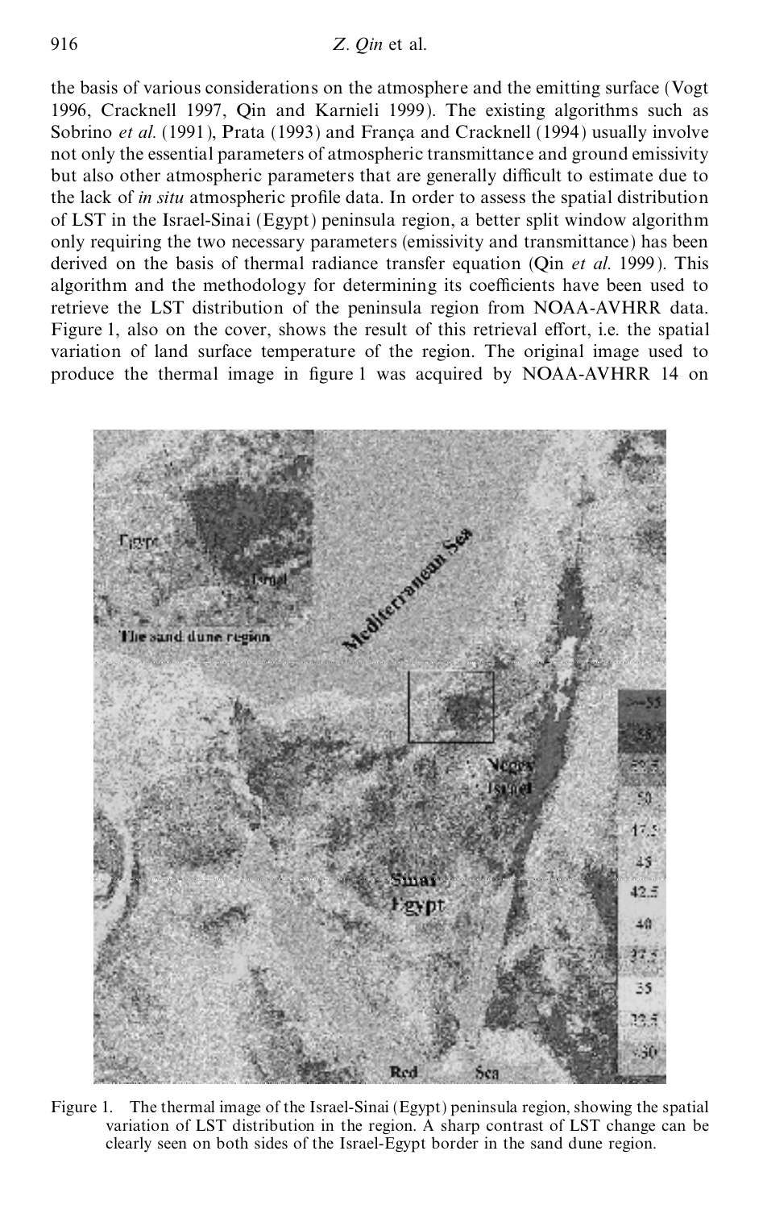the basis of various considerations on the atmosphere and the emitting surface (Vogt 1996, Cracknell 1997, Qin and Karnieli 1999). The existing algorithms such as Sobrino *et al.* (1991), Prata (1993) and França and Cracknell (1994) usually involve not only the essential parameters of atmospheric transmittance and ground emissivity but also other atmospheric parameters that are generally difficult to estimate due to the lack of *in situ* atmospheric profile data. In order to assess the spatial distribution of LST in the Israel-Sinai (Egypt) peninsula region, a better split window algorithm only requiring the two necessary parameters (emissivity and transmittance) has been derived on the basis of thermal radiance transfer equation (Qin *et al.* 1999). This algorithm and the methodology for determining its coefficients have been used to retrieve the LST distribution of the peninsula region from NOAA-AVHRR data. Figure 1, also on the cover, shows the result of this retrieval effort, i.e. the spatial variation of land surface temperature of the region. The original image used to produce the thermal image in figure 1 was acquired by NOAA-AVHRR 14 on

Figure 1. The thermal image of the Israel-Sinai (Egypt) peninsula region, showing the spatial variation of LST distribution in the region. A sharp contrast of LST change can be clearly seen on both sides of the Israel-Egypt border in the sand dune region.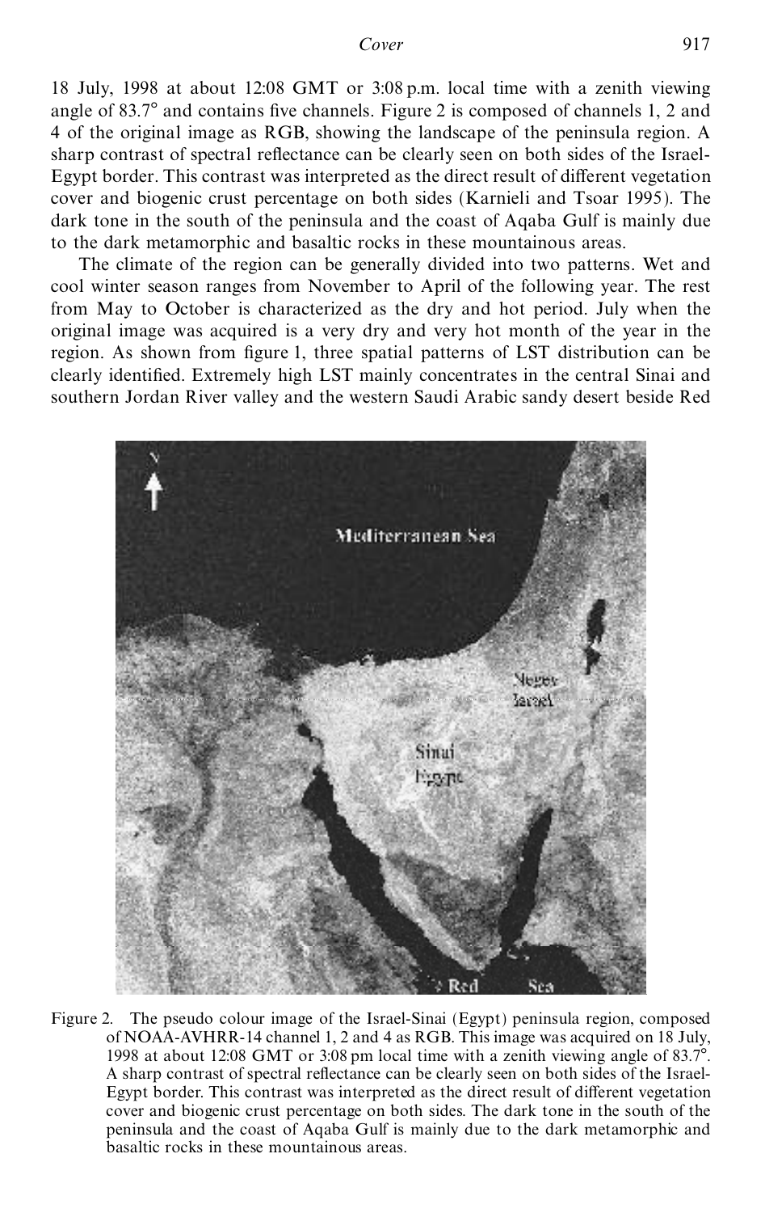18 July, 1998 at about 12:08 GMT or 3:08 p.m. local time with a zenith viewing angle of 83.7° and contains five channels. Figure 2 is composed of channels 1, 2 and 4 of the original image as RGB, showing the landscape of the peninsula region. A sharp contrast of spectral reflectance can be clearly seen on both sides of the Israel-Egypt border. This contrast was interpreted as the direct result of different vegetation cover and biogenic crust percentage on both sides (Karnieli and Tsoar 1995). The dark tone in the south of the peninsula and the coast of Aqaba Gulf is mainly due to the dark metamorphic and basaltic rocks in these mountainous areas.

The climate of the region can be generally divided into two patterns. Wet and cool winter season ranges from November to April of the following year. The rest from May to October is characterized as the dry and hot period. July when the original image was acquired is a very dry and very hot month of the year in the region. As shown from figure 1, three spatial patterns of LST distribution can be clearly identified. Extremely high LST mainly concentrates in the central Sinai and southern Jordan River valley and the western Saudi Arabic sandy desert beside Red

Figure 2. The pseudo colour image of the Israel-Sinai (Egypt) peninsula region, composed of NOAA-AVHRR-14 channel 1, 2 and 4 as RGB. This image was acquired on 18 July, 1998 at about 12:08 GMT or 3:08 pm local time with a zenith viewing angle of 83.7°. A sharp contrast of spectral reflectance can be clearly seen on both sides of the Israel-Egypt border. This contrast was interpreted as the direct result of different vegetation cover and biogenic crust percentage on both sides. The dark tone in the south of the peninsula and the coast of Aqaba Gulf is mainly due to the dark metamorphic and basaltic rocks in these mountainous areas.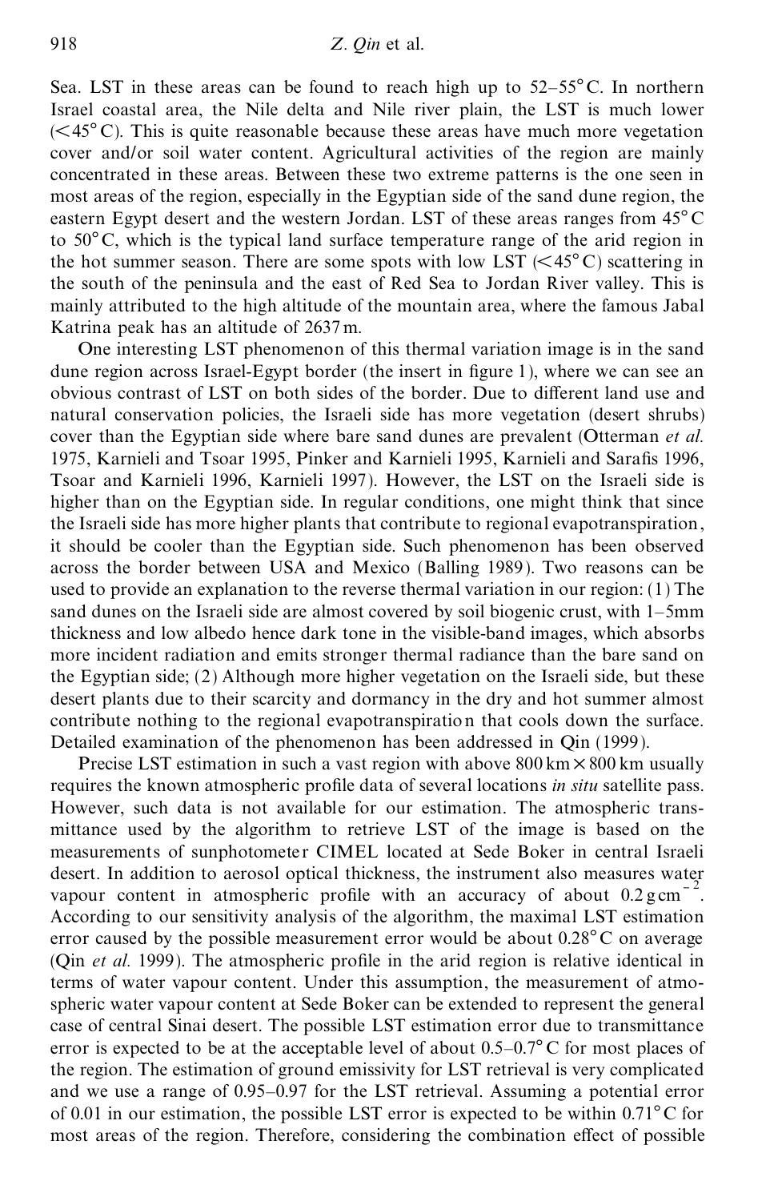Sea. LST in these areas can be found to reach high up to 52–55°C. In northern Israel coastal area, the Nile delta and Nile river plain, the LST is much lower (<45°C). This is quite reasonable because these areas have much more vegetation cover and/or soil water content. Agricultural activities of the region are mainly concentrated in these areas. Between these two extreme patterns is the one seen in most areas of the region, especially in the Egyptian side of the sand dune region, the eastern Egypt desert and the western Jordan. LST of these areas ranges from 45°C to 50°C, which is the typical land surface temperature range of the arid region in the hot summer season. There are some spots with low LST (<45°C) scattering in the south of the peninsula and the east of Red Sea to Jordan River valley. This is mainly attributed to the high altitude of the mountain area, where the famous Jabal Katrina peak has an altitude of 2637 m.

One interesting LST phenomenon of this thermal variation image is in the sand dune region across Israel-Egypt border (the insert in figure 1), where we can see an obvious contrast of LST on both sides of the border. Due to different land use and natural conservation policies, the Israeli side has more vegetation (desert shrubs) cover than the Egyptian side where bare sand dunes are prevalent (Otterman *et al.* 1975, Karnieli and Tsoar 1995, Pinker and Karnieli 1995, Karnieli and Sarafis 1996, Tsoar and Karnieli 1996, Karnieli 1997). However, the LST on the Israeli side is higher than on the Egyptian side. In regular conditions, one might think that since the Israeli side has more higher plants that contribute to regional evapotranspiration, it should be cooler than the Egyptian side. Such phenomenon has been observed across the border between USA and Mexico (Balling 1989). Two reasons can be used to provide an explanation to the reverse thermal variation in our region: (1) The sand dunes on the Israeli side are almost covered by soil biogenic crust, with 1–5mm thickness and low albedo hence dark tone in the visible-band images, which absorbs more incident radiation and emits stronger thermal radiance than the bare sand on the Egyptian side; (2) Although more higher vegetation on the Israeli side, but these desert plants due to their scarcity and dormancy in the dry and hot summer almost contribute nothing to the regional evapotranspiration that cools down the surface. Detailed examination of the phenomenon has been addressed in Qin (1999).

Precise LST estimation in such a vast region with above 800 km × 800 km usually requires the known atmospheric profile data of several locations *in situ* satellite pass. However, such data is not available for our estimation. The atmospheric transmittance used by the algorithm to retrieve LST of the image is based on the measurements of sunphotometer CIMEL located at Sede Boker in central Israeli desert. In addition to aerosol optical thickness, the instrument also measures water vapour content in atmospheric profile with an accuracy of about $0.2\,\mathrm{g\,cm^{-2}}$. According to our sensitivity analysis of the algorithm, the maximal LST estimation error caused by the possible measurement error would be about 0.28°C on average (Qin *et al.* 1999). The atmospheric profile in the arid region is relative identical in terms of water vapour content. Under this assumption, the measurement of atmospheric water vapour content at Sede Boker can be extended to represent the general case of central Sinai desert. The possible LST estimation error due to transmittance error is expected to be at the acceptable level of about 0.5–0.7°C for most places of the region. The estimation of ground emissivity for LST retrieval is very complicated and we use a range of 0.95–0.97 for the LST retrieval. Assuming a potential error of 0.01 in our estimation, the possible LST error is expected to be within 0.71°C for most areas of the region. Therefore, considering the combination effect of possible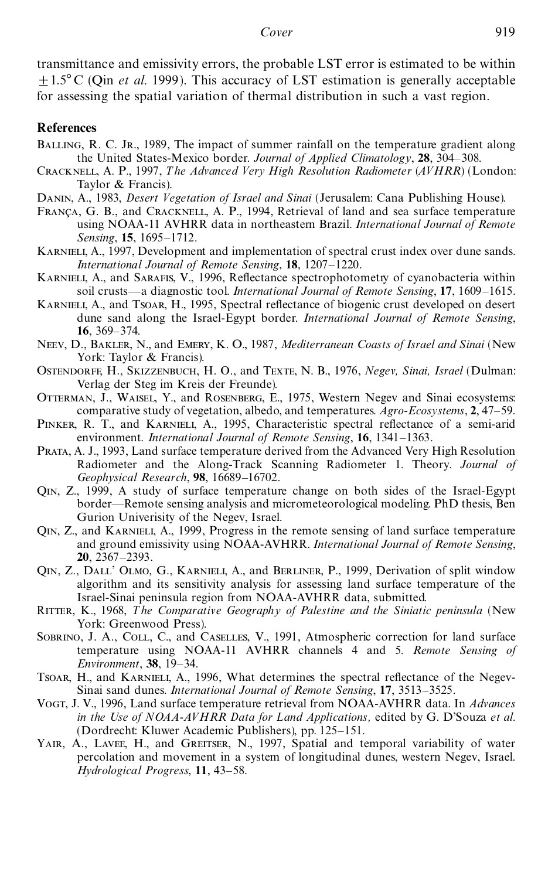transmittance and emissivity errors, the probable LST error is estimated to be within $\pm 1.5°$C (Qin *et al.* 1999). This accuracy of LST estimation is generally acceptable for assessing the spatial variation of thermal distribution in such a vast region.

## References

Balling, R. C. Jr., 1989, The impact of summer rainfall on the temperature gradient along the United States-Mexico border. *Journal of Applied Climatology*, **28**, 304–308.

Cracknell, A. P., 1997, *The Advanced Very High Resolution Radiometer* (*AVHRR*) (London: Taylor & Francis).

Danin, A., 1983, *Desert Vegetation of Israel and Sinai* (Jerusalem: Cana Publishing House).

França, G. B., and Cracknell, A. P., 1994, Retrieval of land and sea surface temperature using NOAA-11 AVHRR data in northeastern Brazil. *International Journal of Remote Sensing*, **15**, 1695–1712.

Karnieli, A., 1997, Development and implementation of spectral crust index over dune sands. *International Journal of Remote Sensing*, **18**, 1207–1220.

Karnieli, A., and Sarafis, V., 1996, Reflectance spectrophotometry of cyanobacteria within soil crusts—a diagnostic tool. *International Journal of Remote Sensing*, **17**, 1609–1615.

Karnieli, A., and Tsoar, H., 1995, Spectral reflectance of biogenic crust developed on desert dune sand along the Israel-Egypt border. *International Journal of Remote Sensing*, **16**, 369–374.

Neev, D., Bakler, N., and Emery, K. O., 1987, *Mediterranean Coasts of Israel and Sinai* (New York: Taylor & Francis).

Ostendorff, H., Skizzenbuch, H. O., and Texte, N. B., 1976, *Negev, Sinai, Israel* (Dulman: Verlag der Steg im Kreis der Freunde).

Otterman, J., Waisel, Y., and Rosenberg, E., 1975, Western Negev and Sinai ecosystems: comparative study of vegetation, albedo, and temperatures. *Agro-Ecosystems*, **2**, 47–59.

Pinker, R. T., and Karnieli, A., 1995, Characteristic spectral reflectance of a semi-arid environment. *International Journal of Remote Sensing*, **16**, 1341–1363.

Prata, A. J., 1993, Land surface temperature derived from the Advanced Very High Resolution Radiometer and the Along-Track Scanning Radiometer 1. Theory. *Journal of Geophysical Research*, **98**, 16689–16702.

Qin, Z., 1999, A study of surface temperature change on both sides of the Israel-Egypt border—Remote sensing analysis and micrometeorological modeling. PhD thesis, Ben Gurion Univerisity of the Negev, Israel.

Qin, Z., and Karnieli, A., 1999, Progress in the remote sensing of land surface temperature and ground emissivity using NOAA-AVHRR. *International Journal of Remote Sensing*, **20**, 2367–2393.

Qin, Z., Dall' Olmo, G., Karnieli, A., and Berliner, P., 1999, Derivation of split window algorithm and its sensitivity analysis for assessing land surface temperature of the Israel-Sinai peninsula region from NOAA-AVHRR data, submitted.

Ritter, K., 1968, *The Comparative Geography of Palestine and the Siniatic peninsula* (New York: Greenwood Press).

Sobrino, J. A., Coll, C., and Caselles, V., 1991, Atmospheric correction for land surface temperature using NOAA-11 AVHRR channels 4 and 5. *Remote Sensing of Environment*, **38**, 19–34.

Tsoar, H., and Karnieli, A., 1996, What determines the spectral reflectance of the Negev-Sinai sand dunes. *International Journal of Remote Sensing*, **17**, 3513–3525.

Vogt, J. V., 1996, Land surface temperature retrieval from NOAA-AVHRR data. In *Advances in the Use of NOAA-AVHRR Data for Land Applications,* edited by G. D'Souza *et al.* (Dordrecht: Kluwer Academic Publishers), pp. 125–151.

Yair, A., Lavee, H., and Greitser, N., 1997, Spatial and temporal variability of water percolation and movement in a system of longitudinal dunes, western Negev, Israel. *Hydrological Progress*, **11**, 43–58.